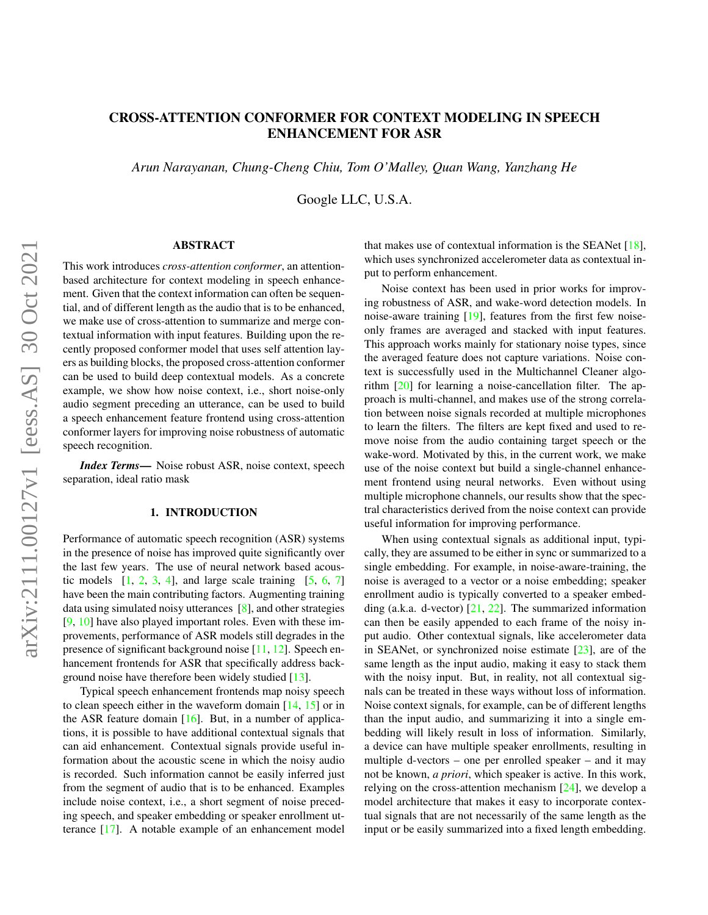# CROSS-ATTENTION CONFORMER FOR CONTEXT MODELING IN SPEECH ENHANCEMENT FOR ASR

*Arun Narayanan, Chung-Cheng Chiu, Tom O'Malley, Quan Wang, Yanzhang He*

Google LLC, U.S.A.

## ABSTRACT

This work introduces *cross-attention conformer*, an attention-based architecture for context modeling in speech enhancement. Given that the context information can often be sequential, and of different length as the audio that is to be enhanced, we make use of cross-attention to summarize and merge contextual information with input features. Building upon the recently proposed conformer model that uses self attention layers as building blocks, the proposed cross-attention conformer can be used to build deep contextual models. As a concrete example, we show how noise context, i.e., short noise-only audio segment preceding an utterance, can be used to build a speech enhancement feature frontend using cross-attention conformer layers for improving noise robustness of automatic speech recognition.

***Index Terms*—** Noise robust ASR, noise context, speech separation, ideal ratio mask

## 1. INTRODUCTION

Performance of automatic speech recognition (ASR) systems in the presence of noise has improved quite significantly over the last few years. The use of neural network based acoustic models [1, 2, 3, 4], and large scale training [5, 6, 7] have been the main contributing factors. Augmenting training data using simulated noisy utterances [8], and other strategies [9, 10] have also played important roles. Even with these improvements, performance of ASR models still degrades in the presence of significant background noise [11, 12]. Speech enhancement frontends for ASR that specifically address background noise have therefore been widely studied [13].

Typical speech enhancement frontends map noisy speech to clean speech either in the waveform domain [14, 15] or in the ASR feature domain [16]. But, in a number of applications, it is possible to have additional contextual signals that can aid enhancement. Contextual signals provide useful information about the acoustic scene in which the noisy audio is recorded. Such information cannot be easily inferred just from the segment of audio that is to be enhanced. Examples include noise context, i.e., a short segment of noise preceding speech, and speaker embedding or speaker enrollment utterance [17]. A notable example of an enhancement model that makes use of contextual information is the SEANet [18], which uses synchronized accelerometer data as contextual input to perform enhancement.

Noise context has been used in prior works for improving robustness of ASR, and wake-word detection models. In noise-aware training [19], features from the first few noise-only frames are averaged and stacked with input features. This approach works mainly for stationary noise types, since the averaged feature does not capture variations. Noise context is successfully used in the Multichannel Cleaner algorithm [20] for learning a noise-cancellation filter. The approach is multi-channel, and makes use of the strong correlation between noise signals recorded at multiple microphones to learn the filters. The filters are kept fixed and used to remove noise from the audio containing target speech or the wake-word. Motivated by this, in the current work, we make use of the noise context but build a single-channel enhancement frontend using neural networks. Even without using multiple microphone channels, our results show that the spectral characteristics derived from the noise context can provide useful information for improving performance.

When using contextual signals as additional input, typically, they are assumed to be either in sync or summarized to a single embedding. For example, in noise-aware-training, the noise is averaged to a vector or a noise embedding; speaker enrollment audio is typically converted to a speaker embedding (a.k.a. d-vector) [21, 22]. The summarized information can then be easily appended to each frame of the noisy input audio. Other contextual signals, like accelerometer data in SEANet, or synchronized noise estimate [23], are of the same length as the input audio, making it easy to stack them with the noisy input. But, in reality, not all contextual signals can be treated in these ways without loss of information. Noise context signals, for example, can be of different lengths than the input audio, and summarizing it into a single embedding will likely result in loss of information. Similarly, a device can have multiple speaker enrollments, resulting in multiple d-vectors – one per enrolled speaker – and it may not be known, *a priori*, which speaker is active. In this work, relying on the cross-attention mechanism [24], we develop a model architecture that makes it easy to incorporate contextual signals that are not necessarily of the same length as the input or be easily summarized into a fixed length embedding.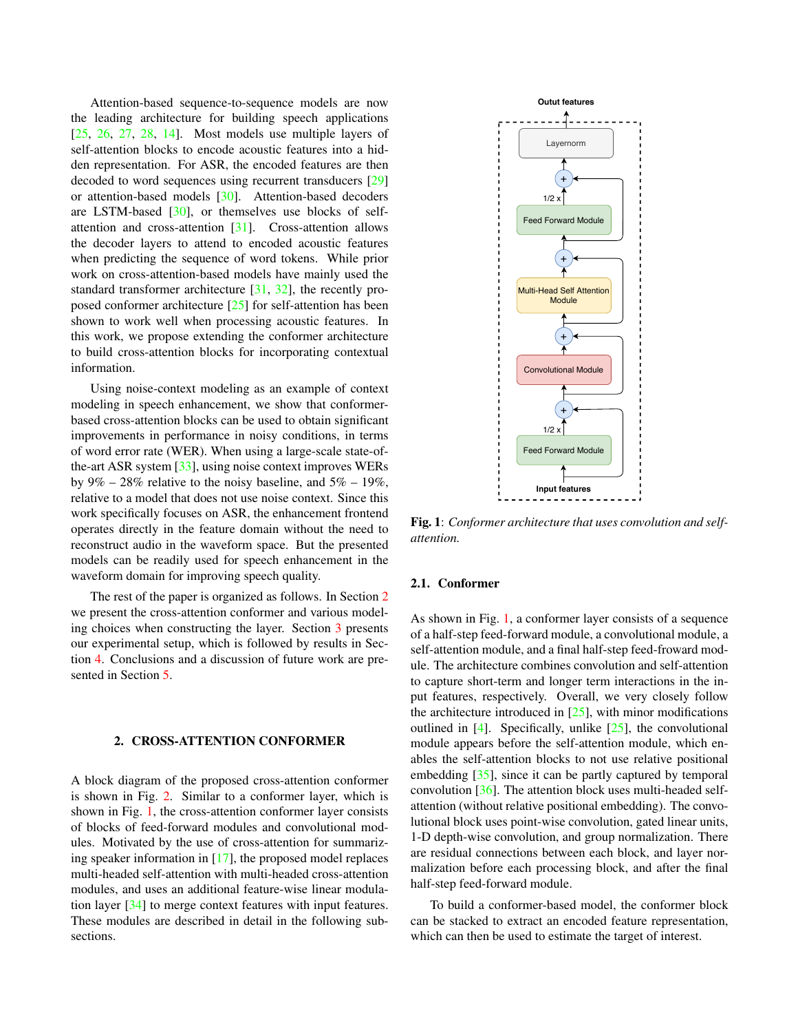Attention-based sequence-to-sequence models are now the leading architecture for building speech applications [25, 26, 27, 28, 14]. Most models use multiple layers of self-attention blocks to encode acoustic features into a hidden representation. For ASR, the encoded features are then decoded to word sequences using recurrent transducers [29] or attention-based models [30]. Attention-based decoders are LSTM-based [30], or themselves use blocks of self-attention and cross-attention [31]. Cross-attention allows the decoder layers to attend to encoded acoustic features when predicting the sequence of word tokens. While prior work on cross-attention-based models have mainly used the standard transformer architecture [31, 32], the recently proposed conformer architecture [25] for self-attention has been shown to work well when processing acoustic features. In this work, we propose extending the conformer architecture to build cross-attention blocks for incorporating contextual information.

Using noise-context modeling as an example of context modeling in speech enhancement, we show that conformer-based cross-attention blocks can be used to obtain significant improvements in performance in noisy conditions, in terms of word error rate (WER). When using a large-scale state-of-the-art ASR system [33], using noise context improves WERs by 9% – 28% relative to the noisy baseline, and 5% – 19%, relative to a model that does not use noise context. Since this work specifically focuses on ASR, the enhancement frontend operates directly in the feature domain without the need to reconstruct audio in the waveform space. But the presented models can be readily used for speech enhancement in the waveform domain for improving speech quality.

The rest of the paper is organized as follows. In Section 2 we present the cross-attention conformer and various modeling choices when constructing the layer. Section 3 presents our experimental setup, which is followed by results in Section 4. Conclusions and a discussion of future work are presented in Section 5.

## 2. CROSS-ATTENTION CONFORMER

A block diagram of the proposed cross-attention conformer is shown in Fig. 2. Similar to a conformer layer, which is shown in Fig. 1, the cross-attention conformer layer consists of blocks of feed-forward modules and convolutional modules. Motivated by the use of cross-attention for summarizing speaker information in [17], the proposed model replaces multi-headed self-attention with multi-headed cross-attention modules, and uses an additional feature-wise linear modulation layer [34] to merge context features with input features. These modules are described in detail in the following subsections.

**Fig. 1**: *Conformer architecture that uses convolution and self-attention.*

### 2.1. Conformer

As shown in Fig. 1, a conformer layer consists of a sequence of a half-step feed-forward module, a convolutional module, a self-attention module, and a final half-step feed-froward module. The architecture combines convolution and self-attention to capture short-term and longer term interactions in the input features, respectively. Overall, we very closely follow the architecture introduced in [25], with minor modifications outlined in [4]. Specifically, unlike [25], the convolutional module appears before the self-attention module, which enables the self-attention blocks to not use relative positional embedding [35], since it can be partly captured by temporal convolution [36]. The attention block uses multi-headed self-attention (without relative positional embedding). The convolutional block uses point-wise convolution, gated linear units, 1-D depth-wise convolution, and group normalization. There are residual connections between each block, and layer normalization before each processing block, and after the final half-step feed-forward module.

To build a conformer-based model, the conformer block can be stacked to extract an encoded feature representation, which can then be used to estimate the target of interest.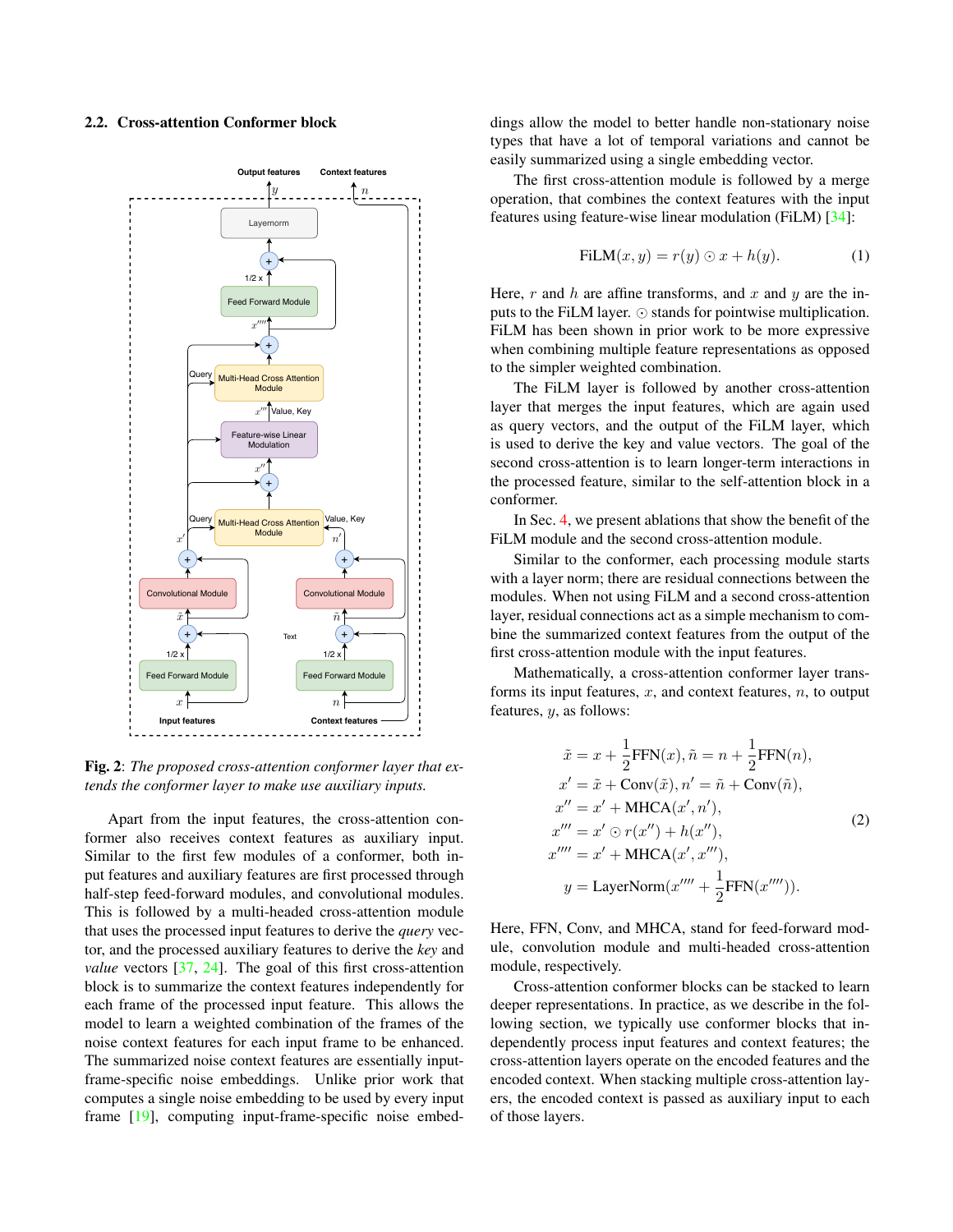## 2.2. Cross-attention Conformer block

**Fig. 2**: *The proposed cross-attention conformer layer that extends the conformer layer to make use auxiliary inputs.*

Apart from the input features, the cross-attention conformer also receives context features as auxiliary input. Similar to the first few modules of a conformer, both input features and auxiliary features are first processed through half-step feed-forward modules, and convolutional modules. This is followed by a multi-headed cross-attention module that uses the processed input features to derive the *query* vector, and the processed auxiliary features to derive the *key* and *value* vectors [37, 24]. The goal of this first cross-attention block is to summarize the context features independently for each frame of the processed input feature. This allows the model to learn a weighted combination of the frames of the noise context features for each input frame to be enhanced. The summarized noise context features are essentially input-frame-specific noise embeddings. Unlike prior work that computes a single noise embedding to be used by every input frame [19], computing input-frame-specific noise embeddings allow the model to better handle non-stationary noise types that have a lot of temporal variations and cannot be easily summarized using a single embedding vector.

The first cross-attention module is followed by a merge operation, that combines the context features with the input features using feature-wise linear modulation (FiLM) [34]:

$$\text{FiLM}(x, y) = r(y) \odot x + h(y). \tag{1}$$

Here, $r$ and $h$ are affine transforms, and $x$ and $y$ are the inputs to the FiLM layer. $\odot$ stands for pointwise multiplication. FiLM has been shown in prior work to be more expressive when combining multiple feature representations as opposed to the simpler weighted combination.

The FiLM layer is followed by another cross-attention layer that merges the input features, which are again used as query vectors, and the output of the FiLM layer, which is used to derive the key and value vectors. The goal of the second cross-attention is to learn longer-term interactions in the processed feature, similar to the self-attention block in a conformer.

In Sec. 4, we present ablations that show the benefit of the FiLM module and the second cross-attention module.

Similar to the conformer, each processing module starts with a layer norm; there are residual connections between the modules. When not using FiLM and a second cross-attention layer, residual connections act as a simple mechanism to combine the summarized context features from the output of the first cross-attention module with the input features.

Mathematically, a cross-attention conformer layer transforms its input features, $x$, and context features, $n$, to output features, $y$, as follows:

$$\begin{aligned}
\tilde{x} &= x + \frac{1}{2}\text{FFN}(x), \tilde{n} = n + \frac{1}{2}\text{FFN}(n), \\
x' &= \tilde{x} + \text{Conv}(\tilde{x}), n' = \tilde{n} + \text{Conv}(\tilde{n}), \\
x'' &= x' + \text{MHCA}(x', n'), \\
x''' &= x' \odot r(x'') + h(x''), \\
x'''' &= x' + \text{MHCA}(x', x'''), \\
y &= \text{LayerNorm}(x'''' + \frac{1}{2}\text{FFN}(x'''')).
\end{aligned} \tag{2}$$

Here, FFN, Conv, and MHCA, stand for feed-forward module, convolution module and multi-headed cross-attention module, respectively.

Cross-attention conformer blocks can be stacked to learn deeper representations. In practice, as we describe in the following section, we typically use conformer blocks that independently process input features and context features; the cross-attention layers operate on the encoded features and the encoded context. When stacking multiple cross-attention layers, the encoded context is passed as auxiliary input to each of those layers.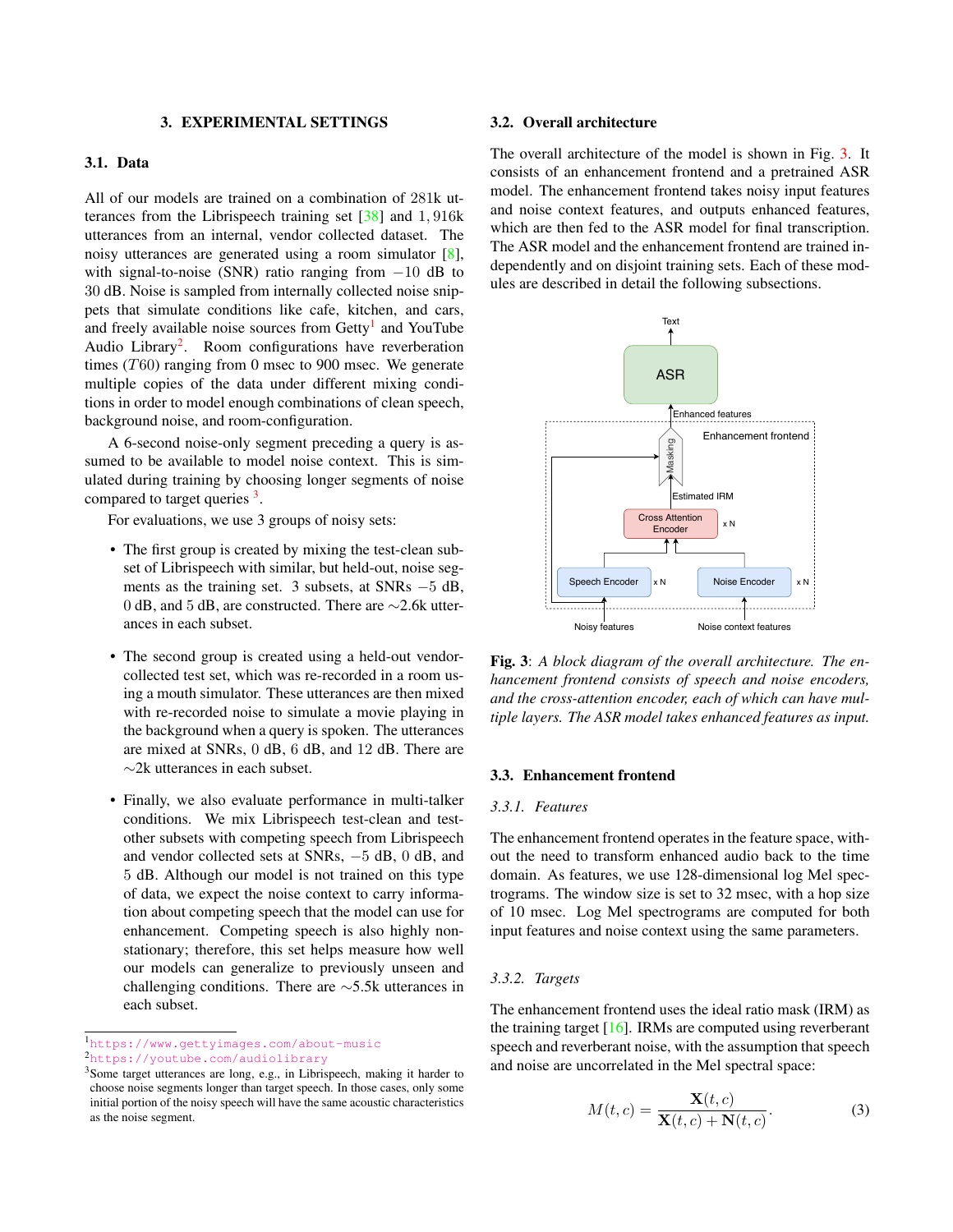## 3. EXPERIMENTAL SETTINGS

### 3.1. Data

All of our models are trained on a combination of 281k utterances from the Librispeech training set [38] and 1,916k utterances from an internal, vendor collected dataset. The noisy utterances are generated using a room simulator [8], with signal-to-noise (SNR) ratio ranging from $-10$ dB to 30 dB. Noise is sampled from internally collected noise snippets that simulate conditions like cafe, kitchen, and cars, and freely available noise sources from Getty[1] and YouTube Audio Library[2]. Room configurations have reverberation times ($T60$) ranging from 0 msec to 900 msec. We generate multiple copies of the data under different mixing conditions in order to model enough combinations of clean speech, background noise, and room-configuration.

A 6-second noise-only segment preceding a query is assumed to be available to model noise context. This is simulated during training by choosing longer segments of noise compared to target queries [3].

For evaluations, we use 3 groups of noisy sets:

- The first group is created by mixing the test-clean subset of Librispeech with similar, but held-out, noise segments as the training set. 3 subsets, at SNRs $-5$ dB, 0 dB, and 5 dB, are constructed. There are ~2.6k utterances in each subset.
- The second group is created using a held-out vendor-collected test set, which was re-recorded in a room using a mouth simulator. These utterances are then mixed with re-recorded noise to simulate a movie playing in the background when a query is spoken. The utterances are mixed at SNRs, 0 dB, 6 dB, and 12 dB. There are ~2k utterances in each subset.
- Finally, we also evaluate performance in multi-talker conditions. We mix Librispeech test-clean and test-other subsets with competing speech from Librispeech and vendor collected sets at SNRs, $-5$ dB, 0 dB, and 5 dB. Although our model is not trained on this type of data, we expect the noise context to carry information about competing speech that the model can use for enhancement. Competing speech is also highly non-stationary; therefore, this set helps measure how well our models can generalize to previously unseen and challenging conditions. There are ~5.5k utterances in each subset.

[1] https://www.gettyimages.com/about-music

[2] https://youtube.com/audiolibrary

[3] Some target utterances are long, e.g., in Librispeech, making it harder to choose noise segments longer than target speech. In those cases, only some initial portion of the noisy speech will have the same acoustic characteristics as the noise segment.

### 3.2. Overall architecture

The overall architecture of the model is shown in Fig. 3. It consists of an enhancement frontend and a pretrained ASR model. The enhancement frontend takes noisy input features and noise context features, and outputs enhanced features, which are then fed to the ASR model for final transcription. The ASR model and the enhancement frontend are trained independently and on disjoint training sets. Each of these modules are described in detail the following subsections.

**Fig. 3**: *A block diagram of the overall architecture. The enhancement frontend consists of speech and noise encoders, and the cross-attention encoder, each of which can have multiple layers. The ASR model takes enhanced features as input.*

### 3.3. Enhancement frontend

#### 3.3.1. Features

The enhancement frontend operates in the feature space, without the need to transform enhanced audio back to the time domain. As features, we use 128-dimensional log Mel spectrograms. The window size is set to 32 msec, with a hop size of 10 msec. Log Mel spectrograms are computed for both input features and noise context using the same parameters.

#### 3.3.2. Targets

The enhancement frontend uses the ideal ratio mask (IRM) as the training target [16]. IRMs are computed using reverberant speech and reverberant noise, with the assumption that speech and noise are uncorrelated in the Mel spectral space:

$$M(t, c) = \frac{\mathbf{X}(t, c)}{\mathbf{X}(t, c) + \mathbf{N}(t, c)}. \tag{3}$$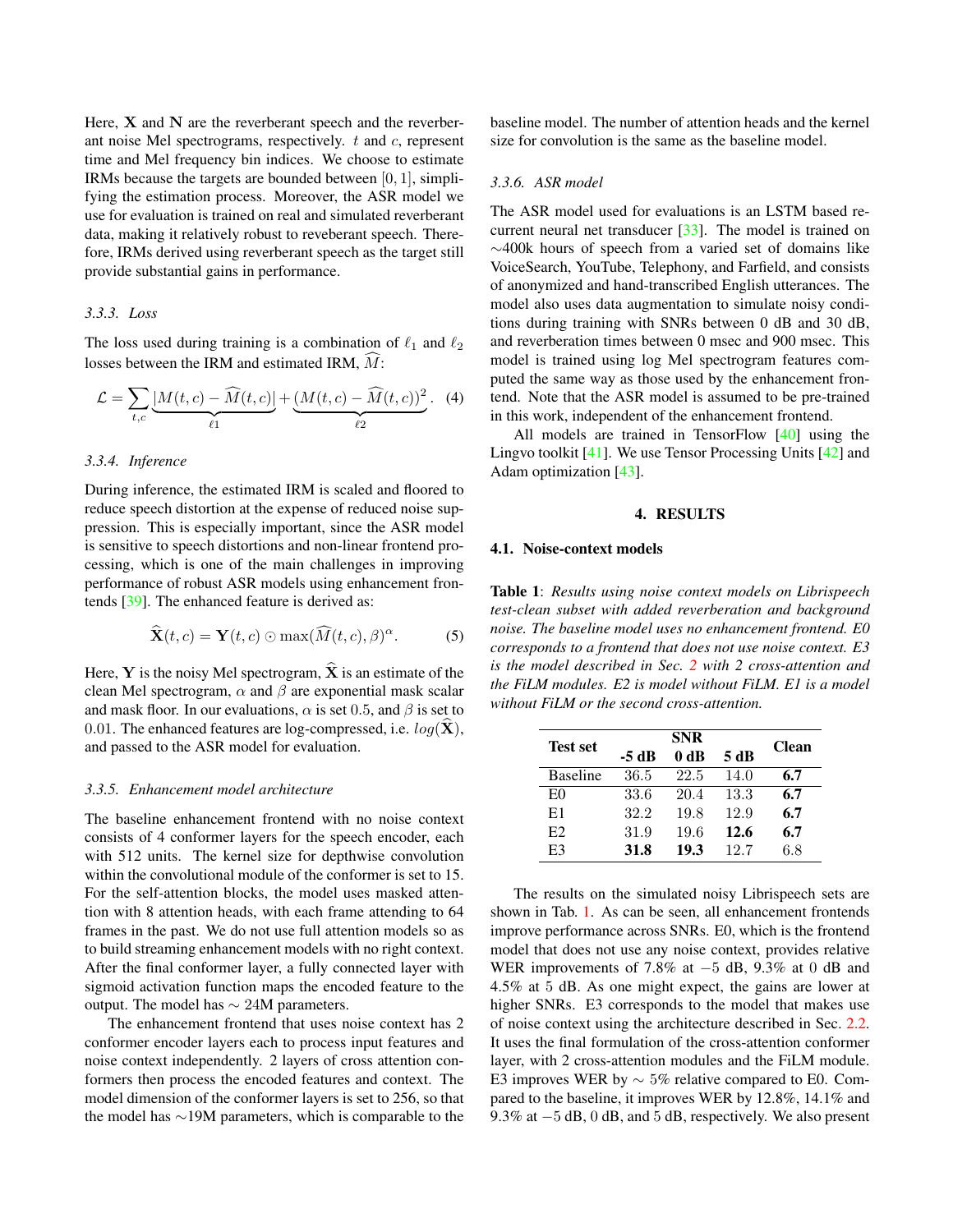Here, $\mathbf{X}$ and $\mathbf{N}$ are the reverberant speech and the reverberant noise Mel spectrograms, respectively. $t$ and $c$, represent time and Mel frequency bin indices. We choose to estimate IRMs because the targets are bounded between $[0, 1]$, simplifying the estimation process. Moreover, the ASR model we use for evaluation is trained on real and simulated reverberant data, making it relatively robust to reveberant speech. Therefore, IRMs derived using reverberant speech as the target still provide substantial gains in performance.

### 3.3.3. Loss

The loss used during training is a combination of $\ell_1$ and $\ell_2$ losses between the IRM and estimated IRM, $\widehat{M}$:

$$\mathcal{L} = \sum_{t,c} \underbrace{|M(t,c) - \widehat{M}(t,c)|}_{\ell 1} + \underbrace{(M(t,c) - \widehat{M}(t,c))^2}_{\ell 2}. \quad (4)$$

### 3.3.4. Inference

During inference, the estimated IRM is scaled and floored to reduce speech distortion at the expense of reduced noise suppression. This is especially important, since the ASR model is sensitive to speech distortions and non-linear frontend processing, which is one of the main challenges in improving performance of robust ASR models using enhancement frontends [39]. The enhanced feature is derived as:

$$\widehat{\mathbf{X}}(t,c) = \mathbf{Y}(t,c) \odot \max(\widehat{M}(t,c), \beta)^{\alpha}. \quad (5)$$

Here, $\mathbf{Y}$ is the noisy Mel spectrogram, $\widehat{\mathbf{X}}$ is an estimate of the clean Mel spectrogram, $\alpha$ and $\beta$ are exponential mask scalar and mask floor. In our evaluations, $\alpha$ is set 0.5, and $\beta$ is set to 0.01. The enhanced features are log-compressed, i.e. $log(\widehat{\mathbf{X}})$, and passed to the ASR model for evaluation.

### 3.3.5. Enhancement model architecture

The baseline enhancement frontend with no noise context consists of 4 conformer layers for the speech encoder, each with 512 units. The kernel size for depthwise convolution within the convolutional module of the conformer is set to 15. For the self-attention blocks, the model uses masked attention with 8 attention heads, with each frame attending to 64 frames in the past. We do not use full attention models so as to build streaming enhancement models with no right context. After the final conformer layer, a fully connected layer with sigmoid activation function maps the encoded feature to the output. The model has $\sim$ 24M parameters.

The enhancement frontend that uses noise context has 2 conformer encoder layers each to process input features and noise context independently. 2 layers of cross attention conformers then process the encoded features and context. The model dimension of the conformer layers is set to 256, so that the model has $\sim$19M parameters, which is comparable to the baseline model. The number of attention heads and the kernel size for convolution is the same as the baseline model.

### 3.3.6. ASR model

The ASR model used for evaluations is an LSTM based recurrent neural net transducer [33]. The model is trained on $\sim$400k hours of speech from a varied set of domains like VoiceSearch, YouTube, Telephony, and Farfield, and consists of anonymized and hand-transcribed English utterances. The model also uses data augmentation to simulate noisy conditions during training with SNRs between 0 dB and 30 dB, and reverberation times between 0 msec and 900 msec. This model is trained using log Mel spectrogram features computed the same way as those used by the enhancement frontend. Note that the ASR model is assumed to be pre-trained in this work, independent of the enhancement frontend.

All models are trained in TensorFlow [40] using the Lingvo toolkit [41]. We use Tensor Processing Units [42] and Adam optimization [43].

## 4. RESULTS

### 4.1. Noise-context models

**Table 1**: *Results using noise context models on Librispeech test-clean subset with added reverberation and background noise. The baseline model uses no enhancement frontend. E0 corresponds to a frontend that does not use noise context. E3 is the model described in Sec. 2 with 2 cross-attention and the FiLM modules. E2 is model without FiLM. E1 is a model without FiLM or the second cross-attention.*

| Test set | SNR | | | Clean |
|---|---|---|---|---|
| | -5 dB | 0 dB | 5 dB | |
| Baseline | 36.5 | 22.5 | 14.0 | **6.7** |
| E0 | 33.6 | 20.4 | 13.3 | **6.7** |
| E1 | 32.2 | 19.8 | 12.9 | **6.7** |
| E2 | 31.9 | 19.6 | **12.6** | **6.7** |
| E3 | **31.8** | **19.3** | 12.7 | 6.8 |

The results on the simulated noisy Librispeech sets are shown in Tab. 1. As can be seen, all enhancement frontends improve performance across SNRs. E0, which is the frontend model that does not use any noise context, provides relative WER improvements of 7.8% at $-5$ dB, 9.3% at 0 dB and 4.5% at 5 dB. As one might expect, the gains are lower at higher SNRs. E3 corresponds to the model that makes use of noise context using the architecture described in Sec. 2.2. It uses the final formulation of the cross-attention conformer layer, with 2 cross-attention modules and the FiLM module. E3 improves WER by $\sim$ 5% relative compared to E0. Compared to the baseline, it improves WER by 12.8%, 14.1% and 9.3% at $-5$ dB, 0 dB, and 5 dB, respectively. We also present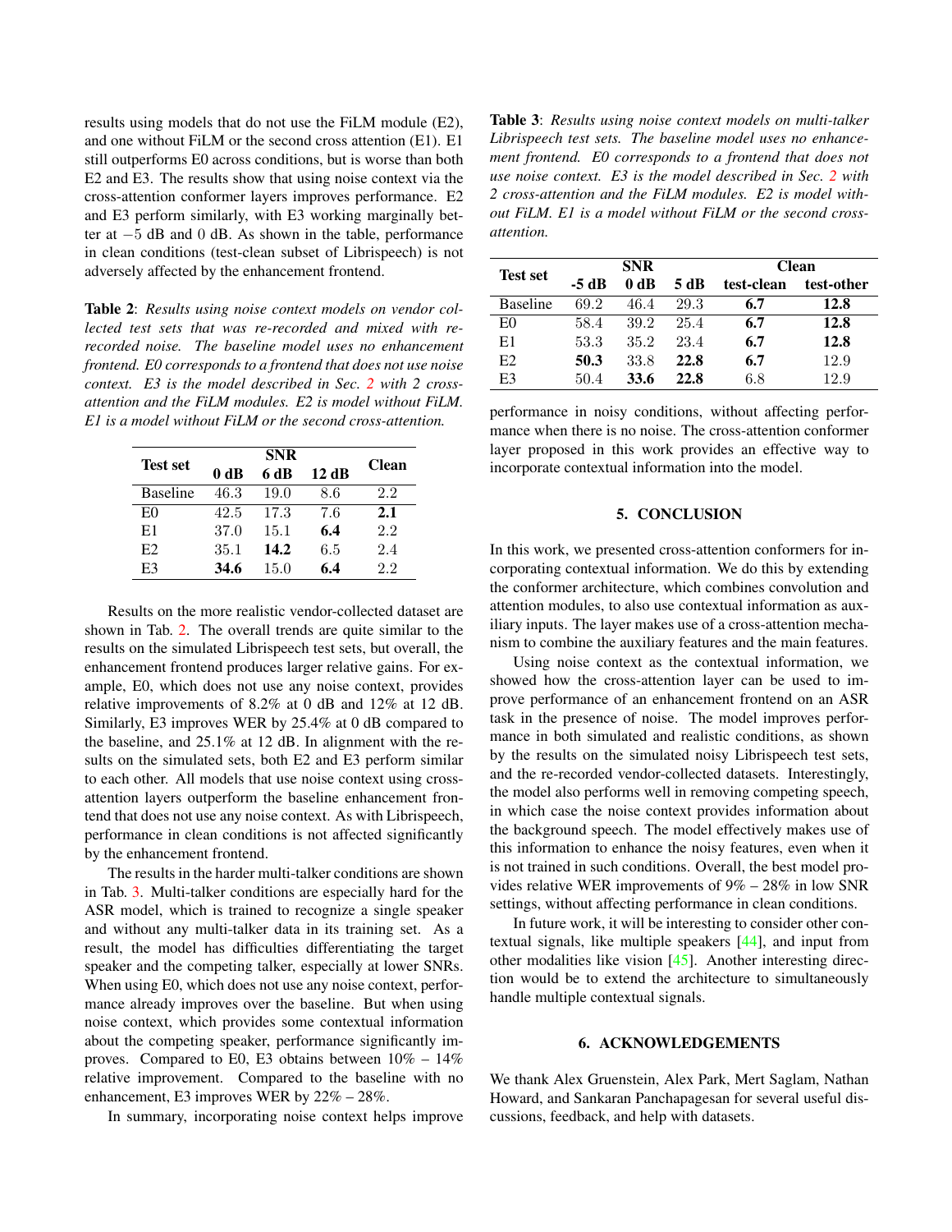results using models that do not use the FiLM module (E2), and one without FiLM or the second cross attention (E1). E1 still outperforms E0 across conditions, but is worse than both E2 and E3. The results show that using noise context via the cross-attention conformer layers improves performance. E2 and E3 perform similarly, with E3 working marginally better at $-5$ dB and 0 dB. As shown in the table, performance in clean conditions (test-clean subset of Librispeech) is not adversely affected by the enhancement frontend.

**Table 2**: *Results using noise context models on vendor collected test sets that was re-recorded and mixed with re-recorded noise. The baseline model uses no enhancement frontend. E0 corresponds to a frontend that does not use noise context. E3 is the model described in Sec. 2 with 2 cross-attention and the FiLM modules. E2 is model without FiLM. E1 is a model without FiLM or the second cross-attention.*

| Test set | SNR | | | Clean |
|---|---|---|---|---|
| | 0 dB | 6 dB | 12 dB | |
| Baseline | 46.3 | 19.0 | 8.6 | 2.2 |
| E0 | 42.5 | 17.3 | 7.6 | **2.1** |
| E1 | 37.0 | 15.1 | **6.4** | 2.2 |
| E2 | 35.1 | **14.2** | 6.5 | 2.4 |
| E3 | **34.6** | 15.0 | **6.4** | 2.2 |

Results on the more realistic vendor-collected dataset are shown in Tab. 2. The overall trends are quite similar to the results on the simulated Librispeech test sets, but overall, the enhancement frontend produces larger relative gains. For example, E0, which does not use any noise context, provides relative improvements of 8.2% at 0 dB and 12% at 12 dB. Similarly, E3 improves WER by 25.4% at 0 dB compared to the baseline, and 25.1% at 12 dB. In alignment with the results on the simulated sets, both E2 and E3 perform similar to each other. All models that use noise context using cross-attention layers outperform the baseline enhancement frontend that does not use any noise context. As with Librispeech, performance in clean conditions is not affected significantly by the enhancement frontend.

The results in the harder multi-talker conditions are shown in Tab. 3. Multi-talker conditions are especially hard for the ASR model, which is trained to recognize a single speaker and without any multi-talker data in its training set. As a result, the model has difficulties differentiating the target speaker and the competing talker, especially at lower SNRs. When using E0, which does not use any noise context, performance already improves over the baseline. But when using noise context, which provides some contextual information about the competing speaker, performance significantly improves. Compared to E0, E3 obtains between 10% – 14% relative improvement. Compared to the baseline with no enhancement, E3 improves WER by 22% – 28%.

In summary, incorporating noise context helps improve performance in noisy conditions, without affecting performance when there is no noise. The cross-attention conformer layer proposed in this work provides an effective way to incorporate contextual information into the model.

**Table 3**: *Results using noise context models on multi-talker Librispeech test sets. The baseline model uses no enhancement frontend. E0 corresponds to a frontend that does not use noise context. E3 is the model described in Sec. 2 with 2 cross-attention and the FiLM modules. E2 is model without FiLM. E1 is a model without FiLM or the second cross-attention.*

| Test set | SNR | | | Clean | |
|---|---|---|---|---|---|
| | -5 dB | 0 dB | 5 dB | test-clean | test-other |
| Baseline | 69.2 | 46.4 | 29.3 | **6.7** | **12.8** |
| E0 | 58.4 | 39.2 | 25.4 | **6.7** | **12.8** |
| E1 | 53.3 | 35.2 | 23.4 | **6.7** | **12.8** |
| E2 | **50.3** | 33.8 | **22.8** | **6.7** | 12.9 |
| E3 | 50.4 | **33.6** | **22.8** | 6.8 | 12.9 |

## 5. CONCLUSION

In this work, we presented cross-attention conformers for incorporating contextual information. We do this by extending the conformer architecture, which combines convolution and attention modules, to also use contextual information as auxiliary inputs. The layer makes use of a cross-attention mechanism to combine the auxiliary features and the main features.

Using noise context as the contextual information, we showed how the cross-attention layer can be used to improve performance of an enhancement frontend on an ASR task in the presence of noise. The model improves performance in both simulated and realistic conditions, as shown by the results on the simulated noisy Librispeech test sets, and the re-recorded vendor-collected datasets. Interestingly, the model also performs well in removing competing speech, in which case the noise context provides information about the background speech. The model effectively makes use of this information to enhance the noisy features, even when it is not trained in such conditions. Overall, the best model provides relative WER improvements of 9% – 28% in low SNR settings, without affecting performance in clean conditions.

In future work, it will be interesting to consider other contextual signals, like multiple speakers [44], and input from other modalities like vision [45]. Another interesting direction would be to extend the architecture to simultaneously handle multiple contextual signals.

## 6. ACKNOWLEDGEMENTS

We thank Alex Gruenstein, Alex Park, Mert Saglam, Nathan Howard, and Sankaran Panchapagesan for several useful discussions, feedback, and help with datasets.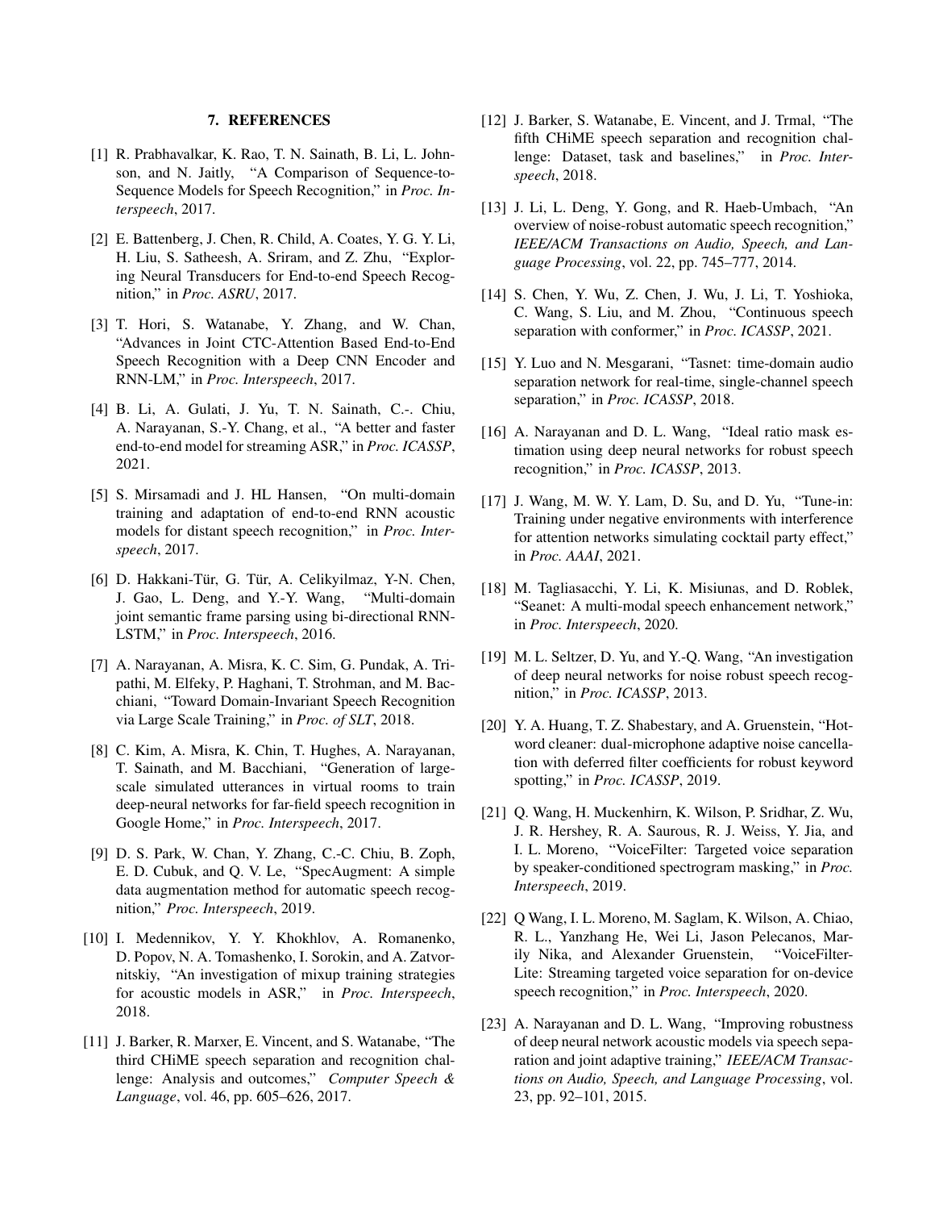## 7. REFERENCES

[1] R. Prabhavalkar, K. Rao, T. N. Sainath, B. Li, L. Johnson, and N. Jaitly, "A Comparison of Sequence-to-Sequence Models for Speech Recognition," in *Proc. Interspeech*, 2017.

[2] E. Battenberg, J. Chen, R. Child, A. Coates, Y. G. Y. Li, H. Liu, S. Satheesh, A. Sriram, and Z. Zhu, "Exploring Neural Transducers for End-to-end Speech Recognition," in *Proc. ASRU*, 2017.

[3] T. Hori, S. Watanabe, Y. Zhang, and W. Chan, "Advances in Joint CTC-Attention Based End-to-End Speech Recognition with a Deep CNN Encoder and RNN-LM," in *Proc. Interspeech*, 2017.

[4] B. Li, A. Gulati, J. Yu, T. N. Sainath, C.-. Chiu, A. Narayanan, S.-Y. Chang, et al., "A better and faster end-to-end model for streaming ASR," in *Proc. ICASSP*, 2021.

[5] S. Mirsamadi and J. HL Hansen, "On multi-domain training and adaptation of end-to-end RNN acoustic models for distant speech recognition," in *Proc. Interspeech*, 2017.

[6] D. Hakkani-Tür, G. Tür, A. Celikyilmaz, Y-N. Chen, J. Gao, L. Deng, and Y.-Y. Wang, "Multi-domain joint semantic frame parsing using bi-directional RNN-LSTM," in *Proc. Interspeech*, 2016.

[7] A. Narayanan, A. Misra, K. C. Sim, G. Pundak, A. Tripathi, M. Elfeky, P. Haghani, T. Strohman, and M. Bacchiani, "Toward Domain-Invariant Speech Recognition via Large Scale Training," in *Proc. of SLT*, 2018.

[8] C. Kim, A. Misra, K. Chin, T. Hughes, A. Narayanan, T. Sainath, and M. Bacchiani, "Generation of large-scale simulated utterances in virtual rooms to train deep-neural networks for far-field speech recognition in Google Home," in *Proc. Interspeech*, 2017.

[9] D. S. Park, W. Chan, Y. Zhang, C.-C. Chiu, B. Zoph, E. D. Cubuk, and Q. V. Le, "SpecAugment: A simple data augmentation method for automatic speech recognition," *Proc. Interspeech*, 2019.

[10] I. Medennikov, Y. Y. Khokhlov, A. Romanenko, D. Popov, N. A. Tomashenko, I. Sorokin, and A. Zatvornitskiy, "An investigation of mixup training strategies for acoustic models in ASR," in *Proc. Interspeech*, 2018.

[11] J. Barker, R. Marxer, E. Vincent, and S. Watanabe, "The third CHiME speech separation and recognition challenge: Analysis and outcomes," *Computer Speech & Language*, vol. 46, pp. 605–626, 2017.

[12] J. Barker, S. Watanabe, E. Vincent, and J. Trmal, "The fifth CHiME speech separation and recognition challenge: Dataset, task and baselines," in *Proc. Interspeech*, 2018.

[13] J. Li, L. Deng, Y. Gong, and R. Haeb-Umbach, "An overview of noise-robust automatic speech recognition," *IEEE/ACM Transactions on Audio, Speech, and Language Processing*, vol. 22, pp. 745–777, 2014.

[14] S. Chen, Y. Wu, Z. Chen, J. Wu, J. Li, T. Yoshioka, C. Wang, S. Liu, and M. Zhou, "Continuous speech separation with conformer," in *Proc. ICASSP*, 2021.

[15] Y. Luo and N. Mesgarani, "Tasnet: time-domain audio separation network for real-time, single-channel speech separation," in *Proc. ICASSP*, 2018.

[16] A. Narayanan and D. L. Wang, "Ideal ratio mask estimation using deep neural networks for robust speech recognition," in *Proc. ICASSP*, 2013.

[17] J. Wang, M. W. Y. Lam, D. Su, and D. Yu, "Tune-in: Training under negative environments with interference for attention networks simulating cocktail party effect," in *Proc. AAAI*, 2021.

[18] M. Tagliasacchi, Y. Li, K. Misiunas, and D. Roblek, "Seanet: A multi-modal speech enhancement network," in *Proc. Interspeech*, 2020.

[19] M. L. Seltzer, D. Yu, and Y.-Q. Wang, "An investigation of deep neural networks for noise robust speech recognition," in *Proc. ICASSP*, 2013.

[20] Y. A. Huang, T. Z. Shabestary, and A. Gruenstein, "Hotword cleaner: dual-microphone adaptive noise cancellation with deferred filter coefficients for robust keyword spotting," in *Proc. ICASSP*, 2019.

[21] Q. Wang, H. Muckenhirn, K. Wilson, P. Sridhar, Z. Wu, J. R. Hershey, R. A. Saurous, R. J. Weiss, Y. Jia, and I. L. Moreno, "VoiceFilter: Targeted voice separation by speaker-conditioned spectrogram masking," in *Proc. Interspeech*, 2019.

[22] Q Wang, I. L. Moreno, M. Saglam, K. Wilson, A. Chiao, R. L., Yanzhang He, Wei Li, Jason Pelecanos, Marily Nika, and Alexander Gruenstein, "VoiceFilter-Lite: Streaming targeted voice separation for on-device speech recognition," in *Proc. Interspeech*, 2020.

[23] A. Narayanan and D. L. Wang, "Improving robustness of deep neural network acoustic models via speech separation and joint adaptive training," *IEEE/ACM Transactions on Audio, Speech, and Language Processing*, vol. 23, pp. 92–101, 2015.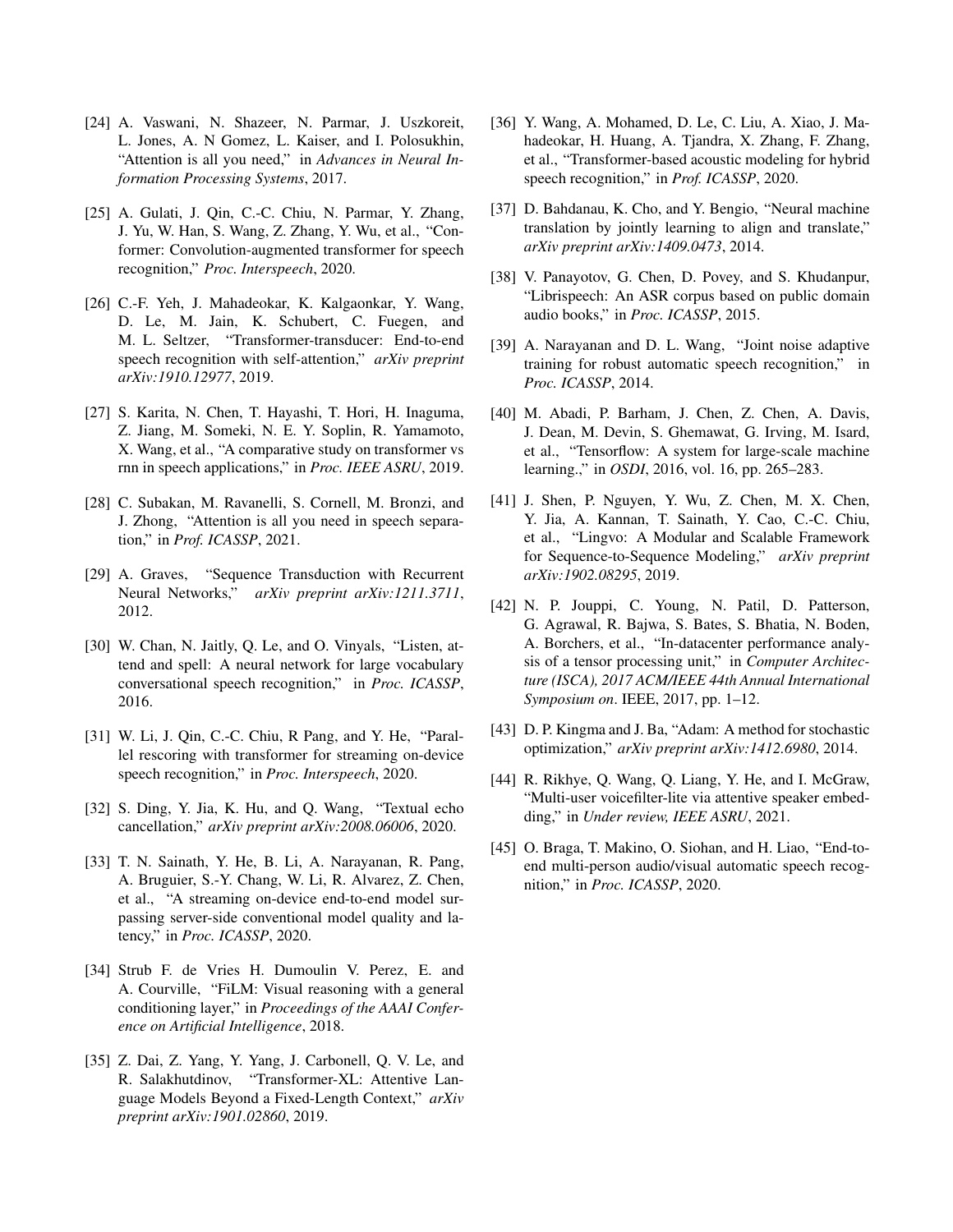[24] A. Vaswani, N. Shazeer, N. Parmar, J. Uszkoreit, L. Jones, A. N Gomez, L. Kaiser, and I. Polosukhin, "Attention is all you need," in *Advances in Neural Information Processing Systems*, 2017.

[25] A. Gulati, J. Qin, C.-C. Chiu, N. Parmar, Y. Zhang, J. Yu, W. Han, S. Wang, Z. Zhang, Y. Wu, et al., "Conformer: Convolution-augmented transformer for speech recognition," *Proc. Interspeech*, 2020.

[26] C.-F. Yeh, J. Mahadeokar, K. Kalgaonkar, Y. Wang, D. Le, M. Jain, K. Schubert, C. Fuegen, and M. L. Seltzer, "Transformer-transducer: End-to-end speech recognition with self-attention," *arXiv preprint arXiv:1910.12977*, 2019.

[27] S. Karita, N. Chen, T. Hayashi, T. Hori, H. Inaguma, Z. Jiang, M. Someki, N. E. Y. Soplin, R. Yamamoto, X. Wang, et al., "A comparative study on transformer vs rnn in speech applications," in *Proc. IEEE ASRU*, 2019.

[28] C. Subakan, M. Ravanelli, S. Cornell, M. Bronzi, and J. Zhong, "Attention is all you need in speech separation," in *Prof. ICASSP*, 2021.

[29] A. Graves, "Sequence Transduction with Recurrent Neural Networks," *arXiv preprint arXiv:1211.3711*, 2012.

[30] W. Chan, N. Jaitly, Q. Le, and O. Vinyals, "Listen, attend and spell: A neural network for large vocabulary conversational speech recognition," in *Proc. ICASSP*, 2016.

[31] W. Li, J. Qin, C.-C. Chiu, R Pang, and Y. He, "Parallel rescoring with transformer for streaming on-device speech recognition," in *Proc. Interspeech*, 2020.

[32] S. Ding, Y. Jia, K. Hu, and Q. Wang, "Textual echo cancellation," *arXiv preprint arXiv:2008.06006*, 2020.

[33] T. N. Sainath, Y. He, B. Li, A. Narayanan, R. Pang, A. Bruguier, S.-Y. Chang, W. Li, R. Alvarez, Z. Chen, et al., "A streaming on-device end-to-end model surpassing server-side conventional model quality and latency," in *Proc. ICASSP*, 2020.

[34] Strub F. de Vries H. Dumoulin V. Perez, E. and A. Courville, "FiLM: Visual reasoning with a general conditioning layer," in *Proceedings of the AAAI Conference on Artificial Intelligence*, 2018.

[35] Z. Dai, Z. Yang, Y. Yang, J. Carbonell, Q. V. Le, and R. Salakhutdinov, "Transformer-XL: Attentive Language Models Beyond a Fixed-Length Context," *arXiv preprint arXiv:1901.02860*, 2019.

[36] Y. Wang, A. Mohamed, D. Le, C. Liu, A. Xiao, J. Mahadeokar, H. Huang, A. Tjandra, X. Zhang, F. Zhang, et al., "Transformer-based acoustic modeling for hybrid speech recognition," in *Prof. ICASSP*, 2020.

[37] D. Bahdanau, K. Cho, and Y. Bengio, "Neural machine translation by jointly learning to align and translate," *arXiv preprint arXiv:1409.0473*, 2014.

[38] V. Panayotov, G. Chen, D. Povey, and S. Khudanpur, "Librispeech: An ASR corpus based on public domain audio books," in *Proc. ICASSP*, 2015.

[39] A. Narayanan and D. L. Wang, "Joint noise adaptive training for robust automatic speech recognition," in *Proc. ICASSP*, 2014.

[40] M. Abadi, P. Barham, J. Chen, Z. Chen, A. Davis, J. Dean, M. Devin, S. Ghemawat, G. Irving, M. Isard, et al., "Tensorflow: A system for large-scale machine learning.," in *OSDI*, 2016, vol. 16, pp. 265–283.

[41] J. Shen, P. Nguyen, Y. Wu, Z. Chen, M. X. Chen, Y. Jia, A. Kannan, T. Sainath, Y. Cao, C.-C. Chiu, et al., "Lingvo: A Modular and Scalable Framework for Sequence-to-Sequence Modeling," *arXiv preprint arXiv:1902.08295*, 2019.

[42] N. P. Jouppi, C. Young, N. Patil, D. Patterson, G. Agrawal, R. Bajwa, S. Bates, S. Bhatia, N. Boden, A. Borchers, et al., "In-datacenter performance analysis of a tensor processing unit," in *Computer Architecture (ISCA), 2017 ACM/IEEE 44th Annual International Symposium on*. IEEE, 2017, pp. 1–12.

[43] D. P. Kingma and J. Ba, "Adam: A method for stochastic optimization," *arXiv preprint arXiv:1412.6980*, 2014.

[44] R. Rikhye, Q. Wang, Q. Liang, Y. He, and I. McGraw, "Multi-user voicefilter-lite via attentive speaker embedding," in *Under review, IEEE ASRU*, 2021.

[45] O. Braga, T. Makino, O. Siohan, and H. Liao, "End-to-end multi-person audio/visual automatic speech recognition," in *Proc. ICASSP*, 2020.